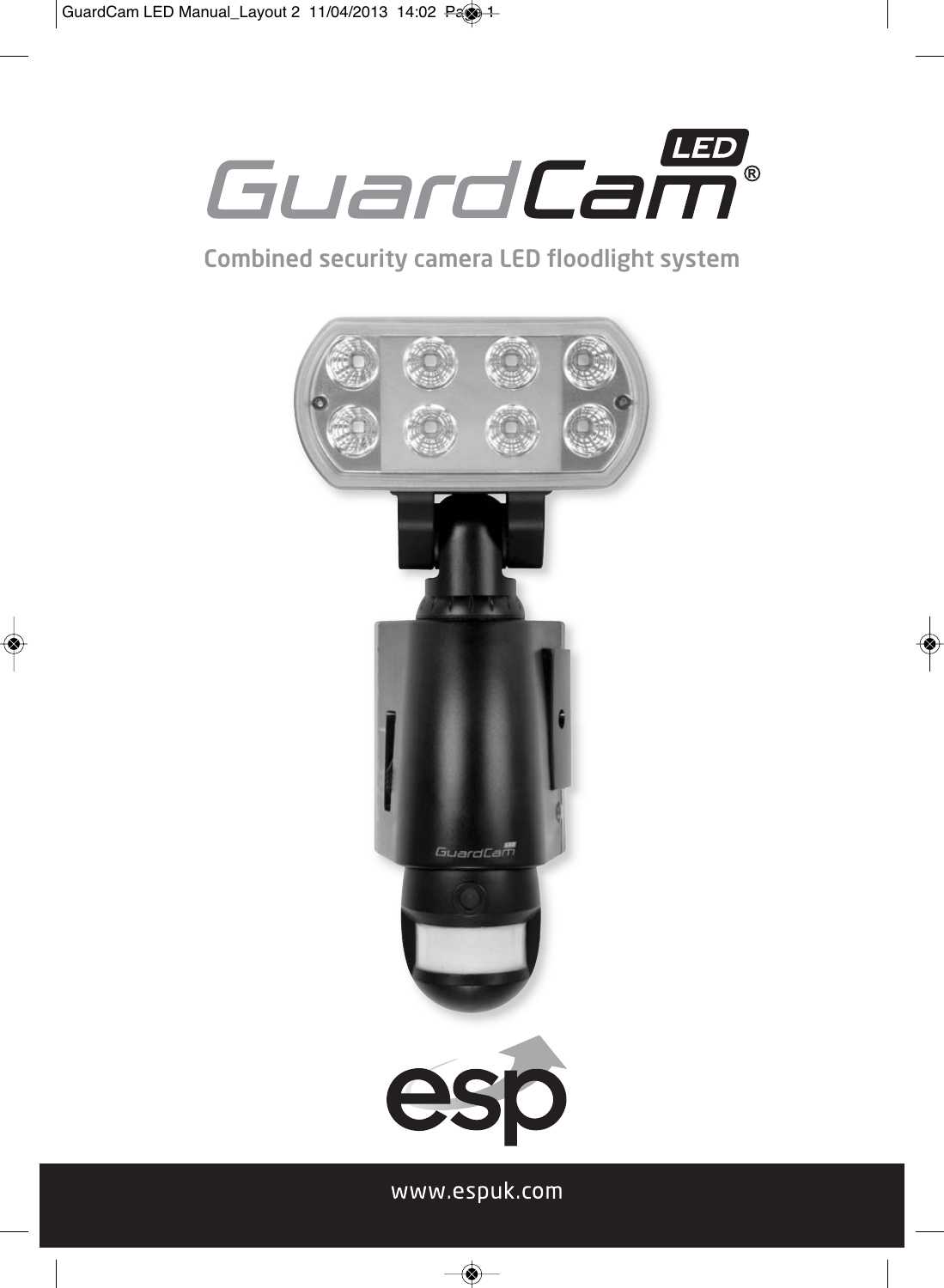# GuardCam LED®

## Combined security camera LED floodlight system

esp

www.espuk.com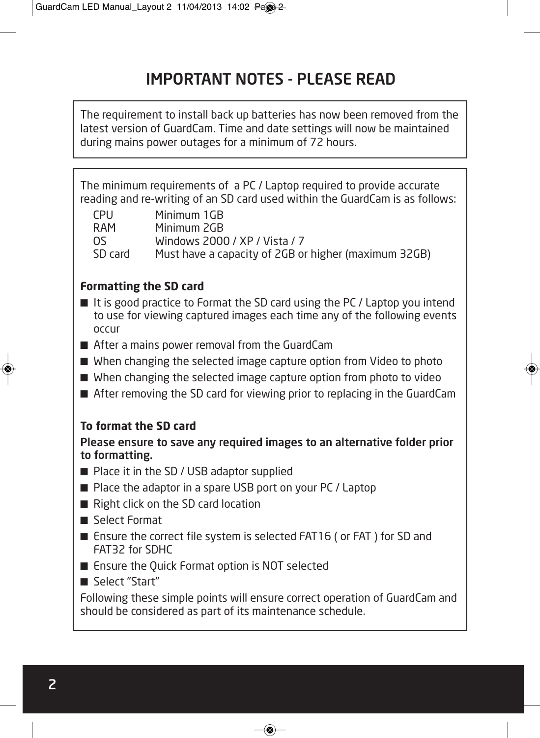# IMPORTANT NOTES - PLEASE READ

The requirement to install back up batteries has now been removed from the latest version of GuardCam. Time and date settings will now be maintained during mains power outages for a minimum of 72 hours.

The minimum requirements of a PC / Laptop required to provide accurate reading and re-writing of an SD card used within the GuardCam is as follows:

| | |
|---|---|
| CPU | Minimum 1GB |
| RAM | Minimum 2GB |
| OS | Windows 2000 / XP / Vista / 7 |
| SD card | Must have a capacity of 2GB or higher (maximum 32GB) |

**Formatting the SD card**

- It is good practice to Format the SD card using the PC / Laptop you intend to use for viewing captured images each time any of the following events occur
- After a mains power removal from the GuardCam
- When changing the selected image capture option from Video to photo
- When changing the selected image capture option from photo to video
- After removing the SD card for viewing prior to replacing in the GuardCam

**To format the SD card**

**Please ensure to save any required images to an alternative folder prior to formatting.**

- Place it in the SD / USB adaptor supplied
- Place the adaptor in a spare USB port on your PC / Laptop
- Right click on the SD card location
- Select Format
- Ensure the correct file system is selected FAT16 ( or FAT ) for SD and FAT32 for SDHC
- Ensure the Quick Format option is NOT selected
- Select "Start"

Following these simple points will ensure correct operation of GuardCam and should be considered as part of its maintenance schedule.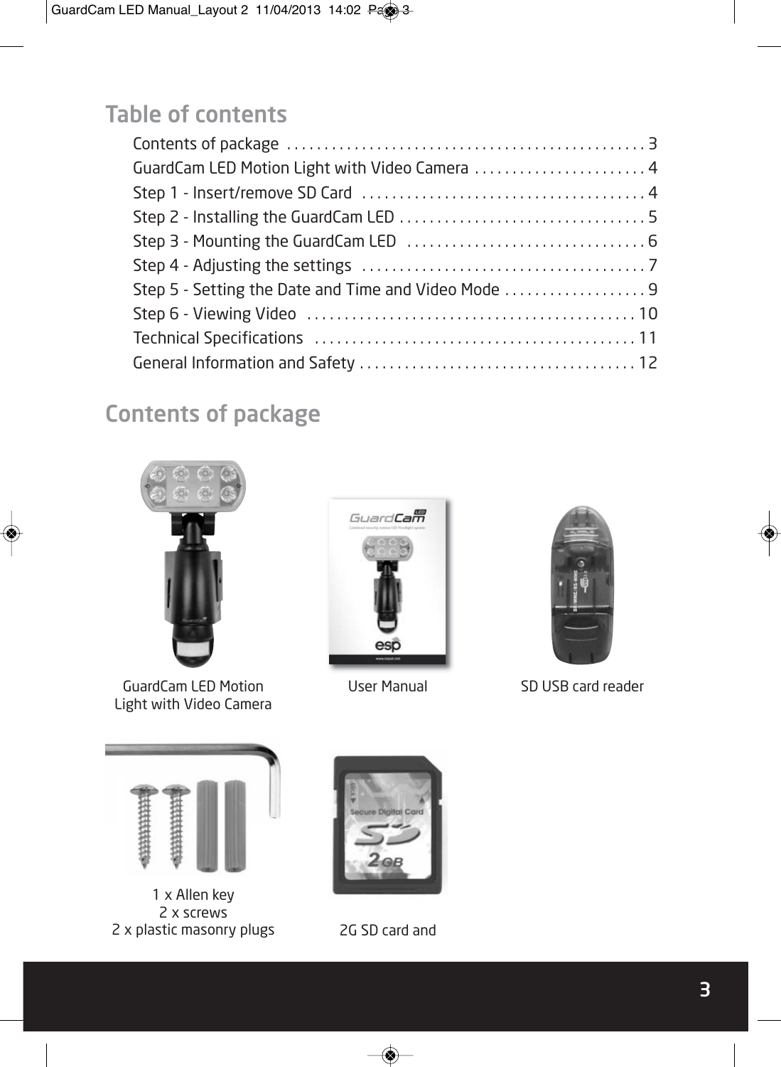## Table of contents

Contents of package . . . . . . . . . . . . . . . . . . . . . . . . . . . . . . . . . . . . . . . . . . . . . . 3
GuardCam LED Motion Light with Video Camera . . . . . . . . . . . . . . . . . . . . . . . 4
Step 1 - Insert/remove SD Card . . . . . . . . . . . . . . . . . . . . . . . . . . . . . . . . . . . . . 4
Step 2 - Installing the GuardCam LED . . . . . . . . . . . . . . . . . . . . . . . . . . . . . . . . 5
Step 3 - Mounting the GuardCam LED . . . . . . . . . . . . . . . . . . . . . . . . . . . . . . . 6
Step 4 - Adjusting the settings . . . . . . . . . . . . . . . . . . . . . . . . . . . . . . . . . . . . . 7
Step 5 - Setting the Date and Time and Video Mode . . . . . . . . . . . . . . . . . . . 9
Step 6 - Viewing Video . . . . . . . . . . . . . . . . . . . . . . . . . . . . . . . . . . . . . . . . . . 10
Technical Specifications . . . . . . . . . . . . . . . . . . . . . . . . . . . . . . . . . . . . . . . . . 11
General Information and Safety . . . . . . . . . . . . . . . . . . . . . . . . . . . . . . . . . . . . 12

## Contents of package

GuardCam LED Motion Light with Video Camera

User Manual

SD USB card reader

1 x Allen key
2 x screws
2 x plastic masonry plugs

2G SD card and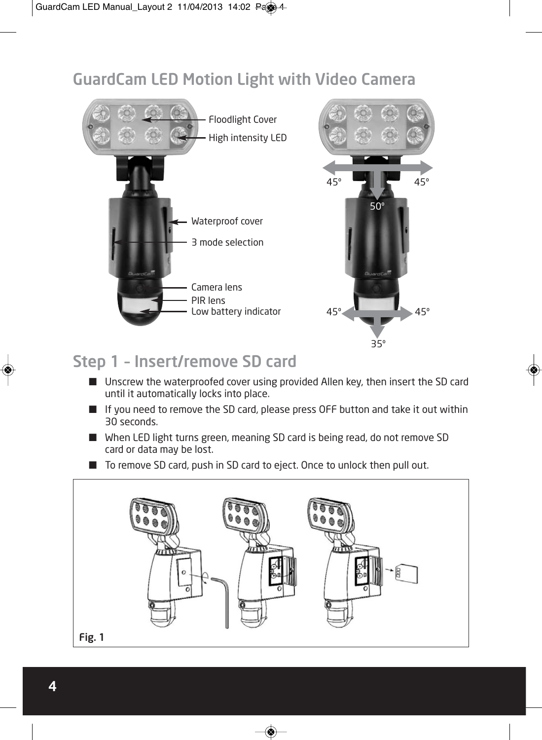# GuardCam LED Motion Light with Video Camera

Floodlight Cover

High intensity LED

Waterproof cover

3 mode selection

Camera lens

PIR lens

Low battery indicator

45° 45° 50°

45° 45° 35°

## Step 1 – Insert/remove SD card

- Unscrew the waterproofed cover using provided Allen key, then insert the SD card until it automatically locks into place.
- If you need to remove the SD card, please press OFF button and take it out within 30 seconds.
- When LED light turns green, meaning SD card is being read, do not remove SD card or data may be lost.
- To remove SD card, push in SD card to eject. Once to unlock then pull out.

**Fig. 1**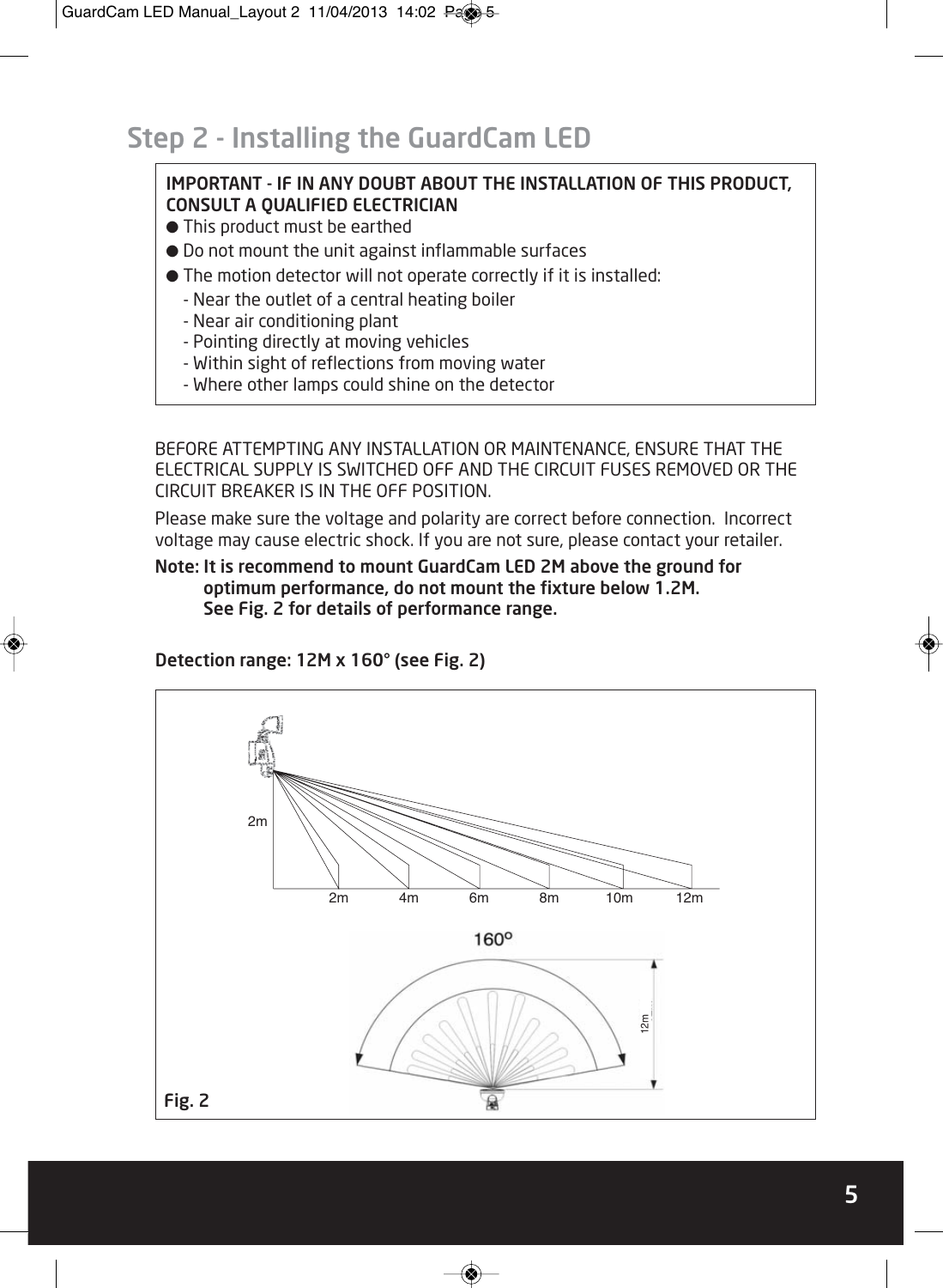# Step 2 - Installing the GuardCam LED

**IMPORTANT - IF IN ANY DOUBT ABOUT THE INSTALLATION OF THIS PRODUCT, CONSULT A QUALIFIED ELECTRICIAN**

- This product must be earthed
- Do not mount the unit against inflammable surfaces
- The motion detector will not operate correctly if it is installed:
  - Near the outlet of a central heating boiler
  - Near air conditioning plant
  - Pointing directly at moving vehicles
  - Within sight of reflections from moving water
  - Where other lamps could shine on the detector

BEFORE ATTEMPTING ANY INSTALLATION OR MAINTENANCE, ENSURE THAT THE ELECTRICAL SUPPLY IS SWITCHED OFF AND THE CIRCUIT FUSES REMOVED OR THE CIRCUIT BREAKER IS IN THE OFF POSITION.

Please make sure the voltage and polarity are correct before connection. Incorrect voltage may cause electric shock. If you are not sure, please contact your retailer.

**Note: It is recommend to mount GuardCam LED 2M above the ground for optimum performance, do not mount the fixture below 1.2M. See Fig. 2 for details of performance range.**

**Detection range: 12M x 160° (see Fig. 2)**

2m

2m 4m 6m 8m 10m 12m

160°

12m

Fig. 2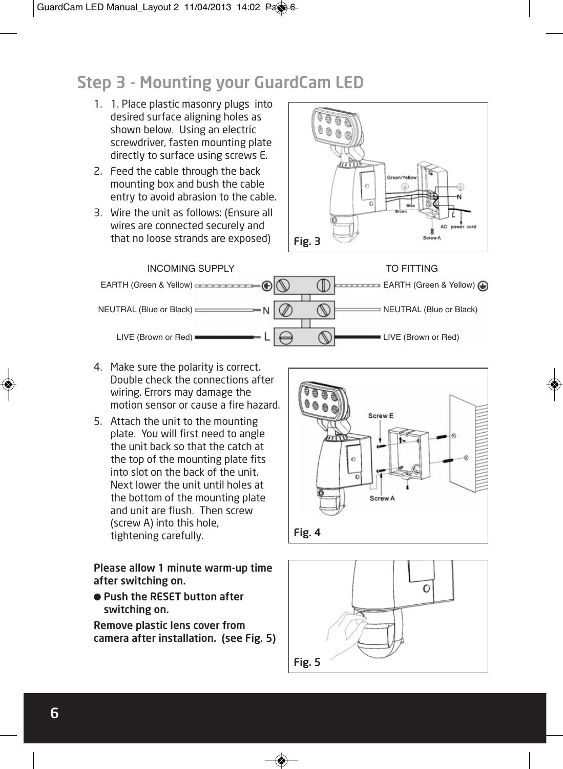# Step 3 - Mounting your GuardCam LED

1. 1. Place plastic masonry plugs into desired surface aligning holes as shown below. Using an electric screwdriver, fasten mounting plate directly to surface using screws E.
2. Feed the cable through the back mounting box and bush the cable entry to avoid abrasion to the cable.
3. Wire the unit as follows: (Ensure all wires are connected securely and that no loose strands are exposed)

Fig. 3

| INCOMING SUPPLY | | TO FITTING |
|---|---|---|
| EARTH (Green & Yellow) | ⏚ | EARTH (Green & Yellow) |
| NEUTRAL (Blue or Black) | N | NEUTRAL (Blue or Black) |
| LIVE (Brown or Red) | L | LIVE (Brown or Red) |

4. Make sure the polarity is correct. Double check the connections after wiring. Errors may damage the motion sensor or cause a fire hazard.
5. Attach the unit to the mounting plate. You will first need to angle the unit back so that the catch at the top of the mounting plate fits into slot on the back of the unit. Next lower the unit until holes at the bottom of the mounting plate and unit are flush. Then screw (screw A) into this hole, tightening carefully.

Fig. 4

**Please allow 1 minute warm-up time after switching on.**

- **Push the RESET button after switching on.**

**Remove plastic lens cover from camera after installation. (see Fig. 5)**

Fig. 5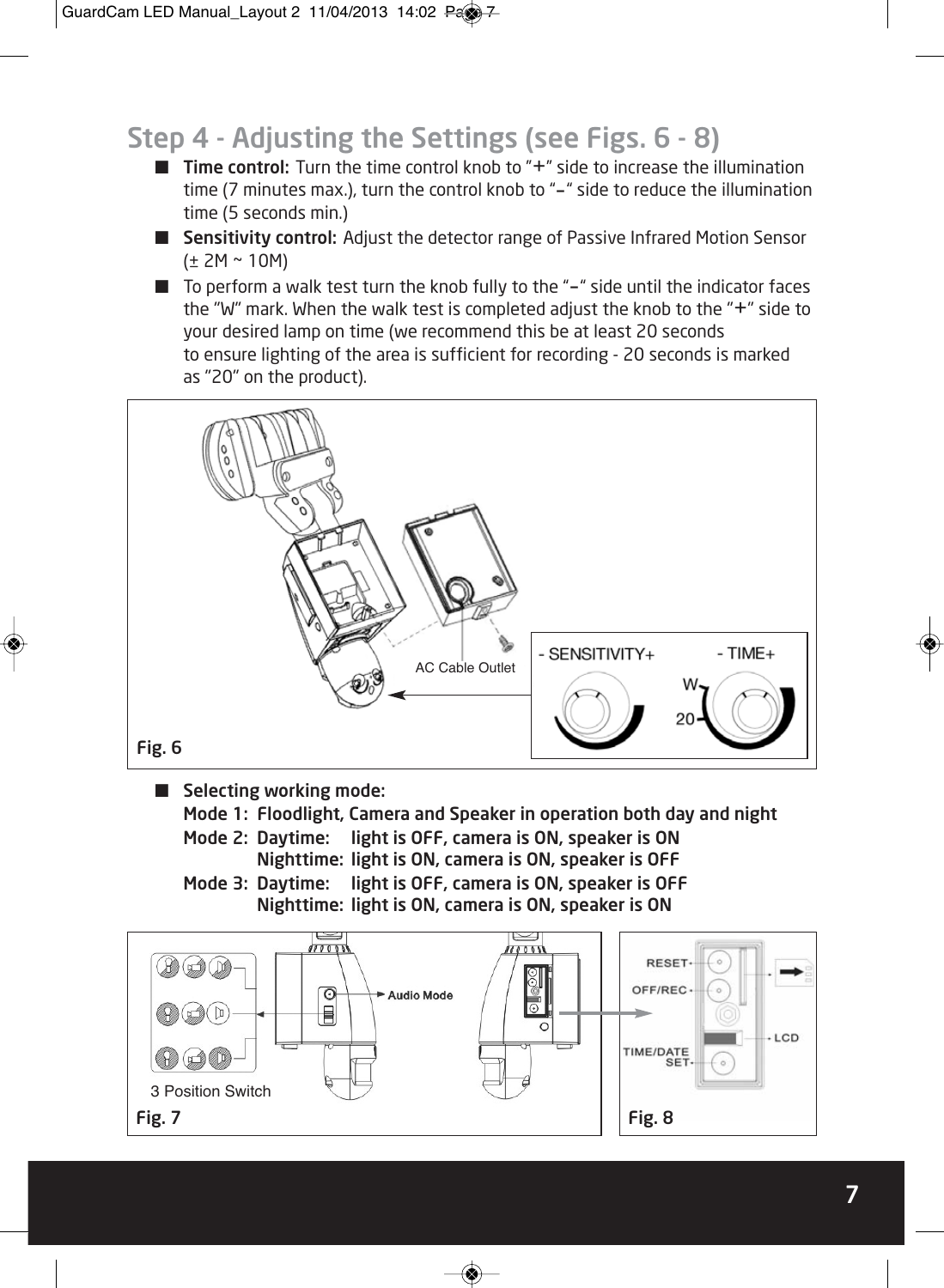## Step 4 - Adjusting the Settings (see Figs. 6 - 8)

- **Time control:** Turn the time control knob to "+" side to increase the illumination time (7 minutes max.), turn the control knob to "–" side to reduce the illumination time (5 seconds min.)
- **Sensitivity control:** Adjust the detector range of Passive Infrared Motion Sensor (± 2M ~ 10M)
- To perform a walk test turn the knob fully to the "–" side until the indicator faces the "W" mark. When the walk test is completed adjust the knob to the "+" side to your desired lamp on time (we recommend this be at least 20 seconds to ensure lighting of the area is sufficient for recording - 20 seconds is marked as "20" on the product).

AC Cable Outlet

- SENSITIVITY+ - TIME+

W

20

Fig. 6

- **Selecting working mode:**

  **Mode 1: Floodlight, Camera and Speaker in operation both day and night**

  **Mode 2: Daytime: light is OFF, camera is ON, speaker is ON**
  **Nighttime: light is ON, camera is ON, speaker is OFF**

  **Mode 3: Daytime: light is OFF, camera is ON, speaker is OFF**
  **Nighttime: light is ON, camera is ON, speaker is ON**

Audio Mode

3 Position Switch

Fig. 7

RESET

OFF/REC

LCD

TIME/DATE SET

Fig. 8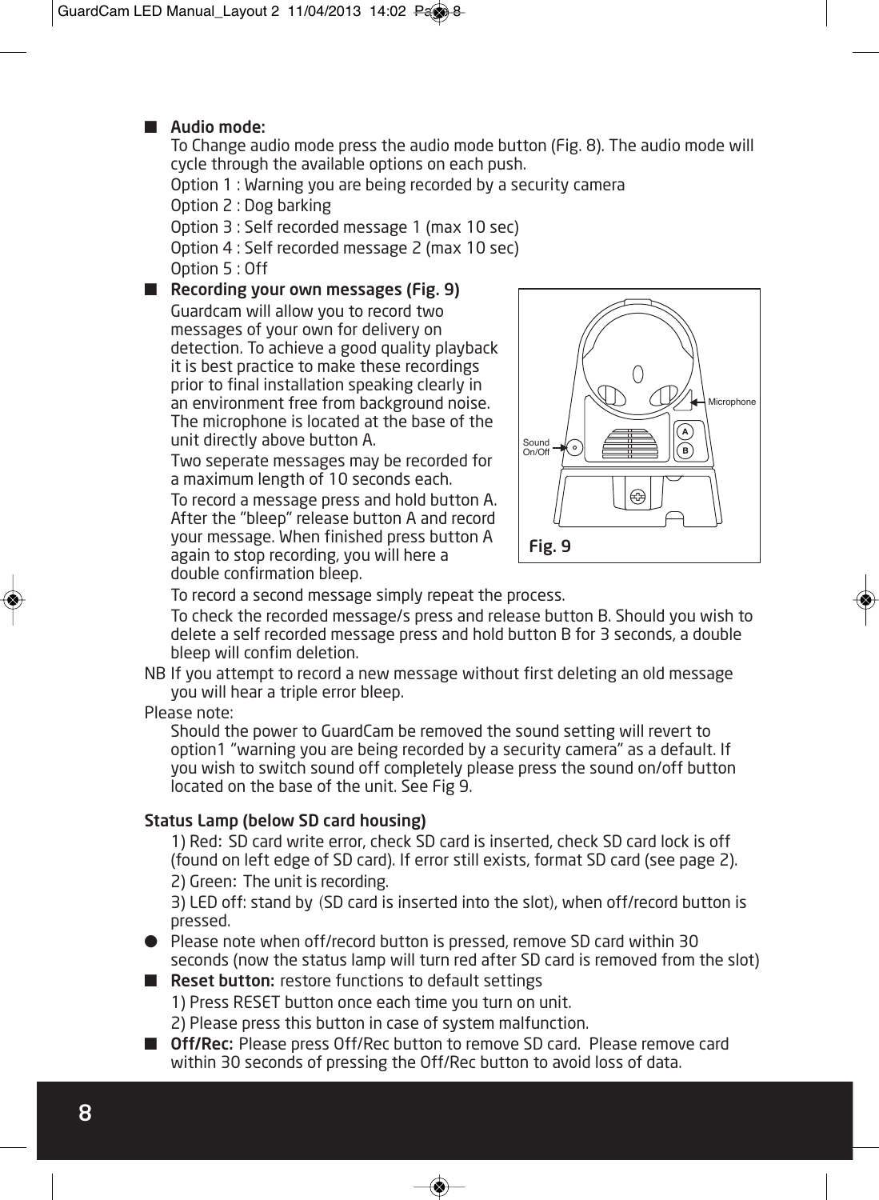- **Audio mode:**
  To Change audio mode press the audio mode button (Fig. 8). The audio mode will cycle through the available options on each push.
  Option 1 : Warning you are being recorded by a security camera
  Option 2 : Dog barking
  Option 3 : Self recorded message 1 (max 10 sec)
  Option 4 : Self recorded message 2 (max 10 sec)
  Option 5 : Off
- **Recording your own messages (Fig. 9)**
  Guardcam will allow you to record two messages of your own for delivery on detection. To achieve a good quality playback it is best practice to make these recordings prior to final installation speaking clearly in an environment free from background noise. The microphone is located at the base of the unit directly above button A.
  Two seperate messages may be recorded for a maximum length of 10 seconds each.
  To record a message press and hold button A. After the "bleep" release button A and record your message. When finished press button A again to stop recording, you will here a double confirmation bleep.
  To record a second message simply repeat the process.
  To check the recorded message/s press and release button B. Should you wish to delete a self recorded message press and hold button B for 3 seconds, a double bleep will confim deletion.

Microphone
Sound On/Off
A
B

**Fig. 9**

NB If you attempt to record a new message without first deleting an old message you will hear a triple error bleep.

Please note:
Should the power to GuardCam be removed the sound setting will revert to option1 "warning you are being recorded by a security camera" as a default. If you wish to switch sound off completely please press the sound on/off button located on the base of the unit. See Fig 9.

**Status Lamp (below SD card housing)**

1) Red: SD card write error, check SD card is inserted, check SD card lock is off (found on left edge of SD card). If error still exists, format SD card (see page 2).
2) Green: The unit is recording.
3) LED off: stand by (SD card is inserted into the slot), when off/record button is pressed.

- Please note when off/record button is pressed, remove SD card within 30 seconds (now the status lamp will turn red after SD card is removed from the slot)
- **Reset button:** restore functions to default settings
  1) Press RESET button once each time you turn on unit.
  2) Please press this button in case of system malfunction.
- **Off/Rec:** Please press Off/Rec button to remove SD card. Please remove card within 30 seconds of pressing the Off/Rec button to avoid loss of data.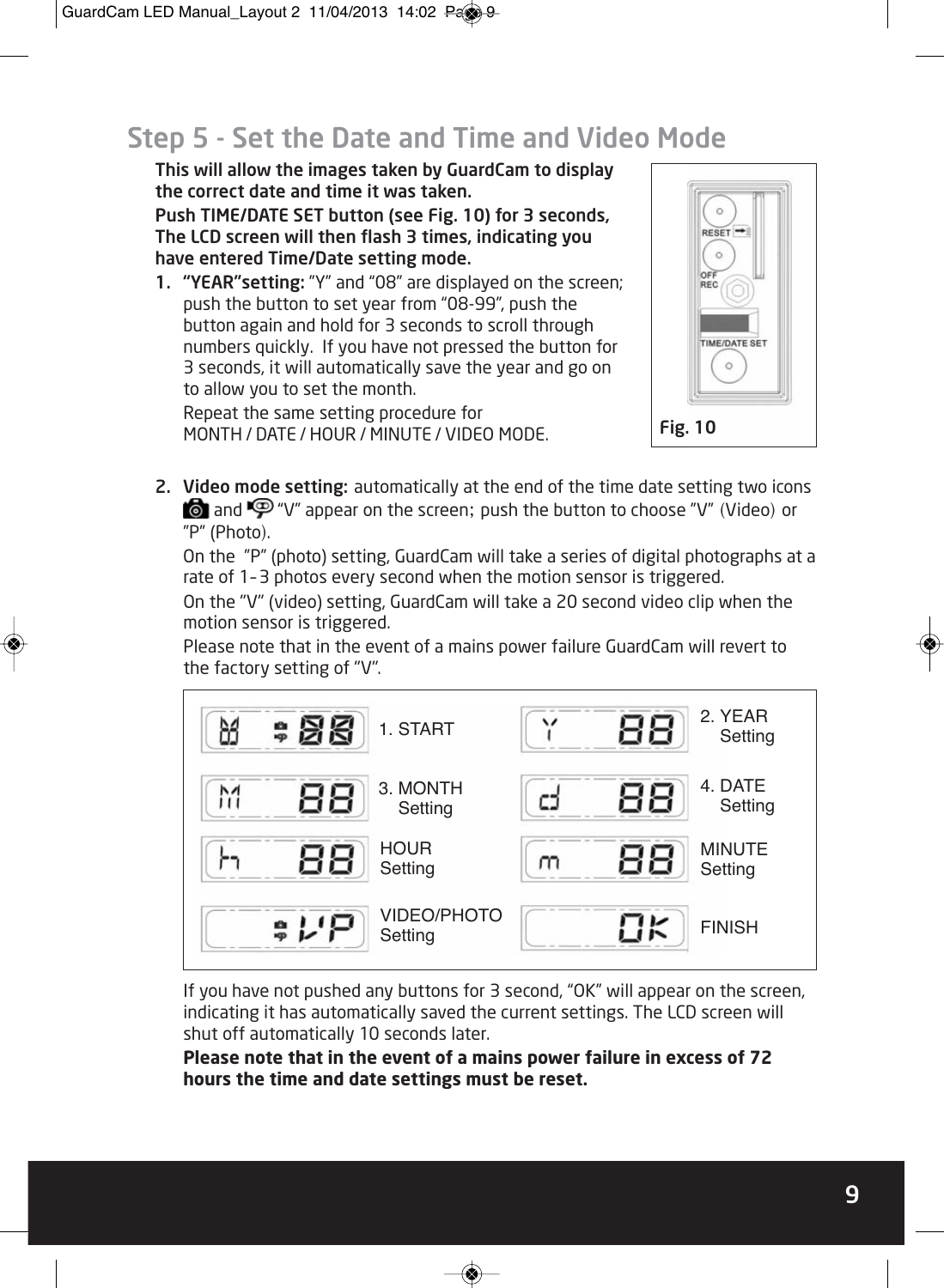## Step 5 - Set the Date and Time and Video Mode

**This will allow the images taken by GuardCam to display the correct date and time it was taken.**

**Push TIME/DATE SET button (see Fig. 10) for 3 seconds, The LCD screen will then flash 3 times, indicating you have entered Time/Date setting mode.**

1. **"YEAR"setting:** "Y" and "08" are displayed on the screen; push the button to set year from "08-99", push the button again and hold for 3 seconds to scroll through numbers quickly. If you have not pressed the button for 3 seconds, it will automatically save the year and go on to allow you to set the month.

   Repeat the same setting procedure for MONTH / DATE / HOUR / MINUTE / VIDEO MODE.

RESET
OFF
REC
TIME/DATE SET

Fig. 10

2. **Video mode setting:** automatically at the end of the time date setting two icons and "V" appear on the screen; push the button to choose "V" (Video) or "P" (Photo).

   On the "P" (photo) setting, GuardCam will take a series of digital photographs at a rate of 1–3 photos every second when the motion sensor is triggered.

   On the "V" (video) setting, GuardCam will take a 20 second video clip when the motion sensor is triggered.

   Please note that in the event of a mains power failure GuardCam will revert to the factory setting of "V".

| Display | Step | Display | Step |
|---|---|---|---|
| 88 | 1. START | Y 88 | 2. YEAR Setting |
| M 88 | 3. MONTH Setting | d 88 | 4. DATE Setting |
| h 88 | HOUR Setting | m 88 | MINUTE Setting |
| VP | VIDEO/PHOTO Setting | OK | FINISH |

If you have not pushed any buttons for 3 second, "OK" will appear on the screen, indicating it has automatically saved the current settings. The LCD screen will shut off automatically 10 seconds later.

**Please note that in the event of a mains power failure in excess of 72 hours the time and date settings must be reset.**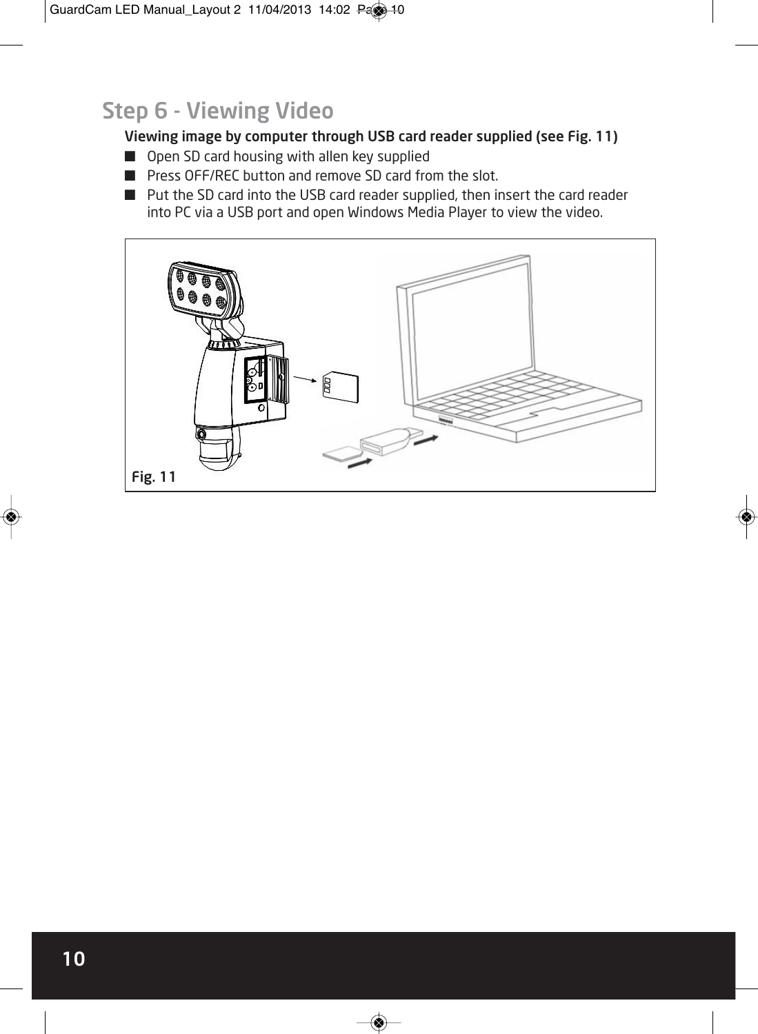# Step 6 - Viewing Video

**Viewing image by computer through USB card reader supplied (see Fig. 11)**

- Open SD card housing with allen key supplied
- Press OFF/REC button and remove SD card from the slot.
- Put the SD card into the USB card reader supplied, then insert the card reader into PC via a USB port and open Windows Media Player to view the video.

Fig. 11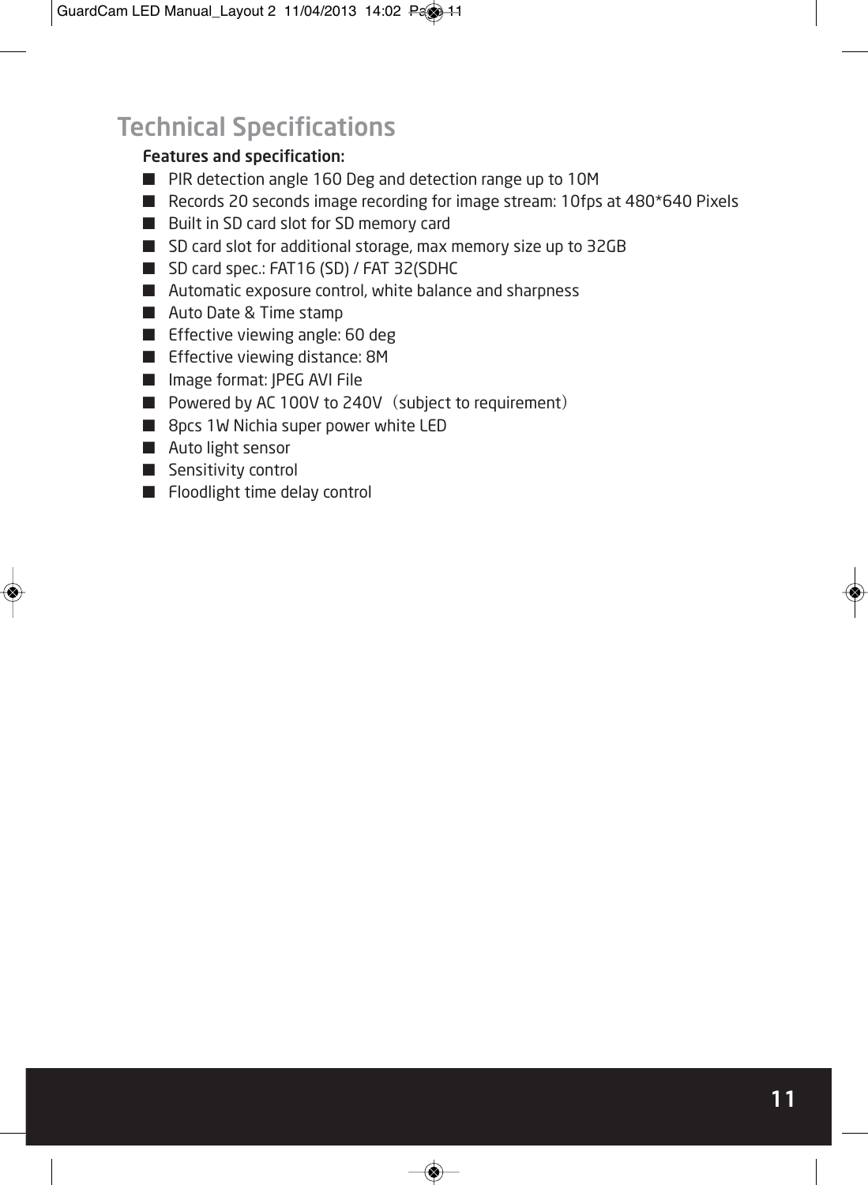# Technical Specifications

**Features and specification:**

- PIR detection angle 160 Deg and detection range up to 10M
- Records 20 seconds image recording for image stream: 10fps at 480*640 Pixels
- Built in SD card slot for SD memory card
- SD card slot for additional storage, max memory size up to 32GB
- SD card spec.: FAT16 (SD) / FAT 32(SDHC
- Automatic exposure control, white balance and sharpness
- Auto Date & Time stamp
- Effective viewing angle: 60 deg
- Effective viewing distance: 8M
- Image format: JPEG AVI File
- Powered by AC 100V to 240V（subject to requirement）
- 8pcs 1W Nichia super power white LED
- Auto light sensor
- Sensitivity control
- Floodlight time delay control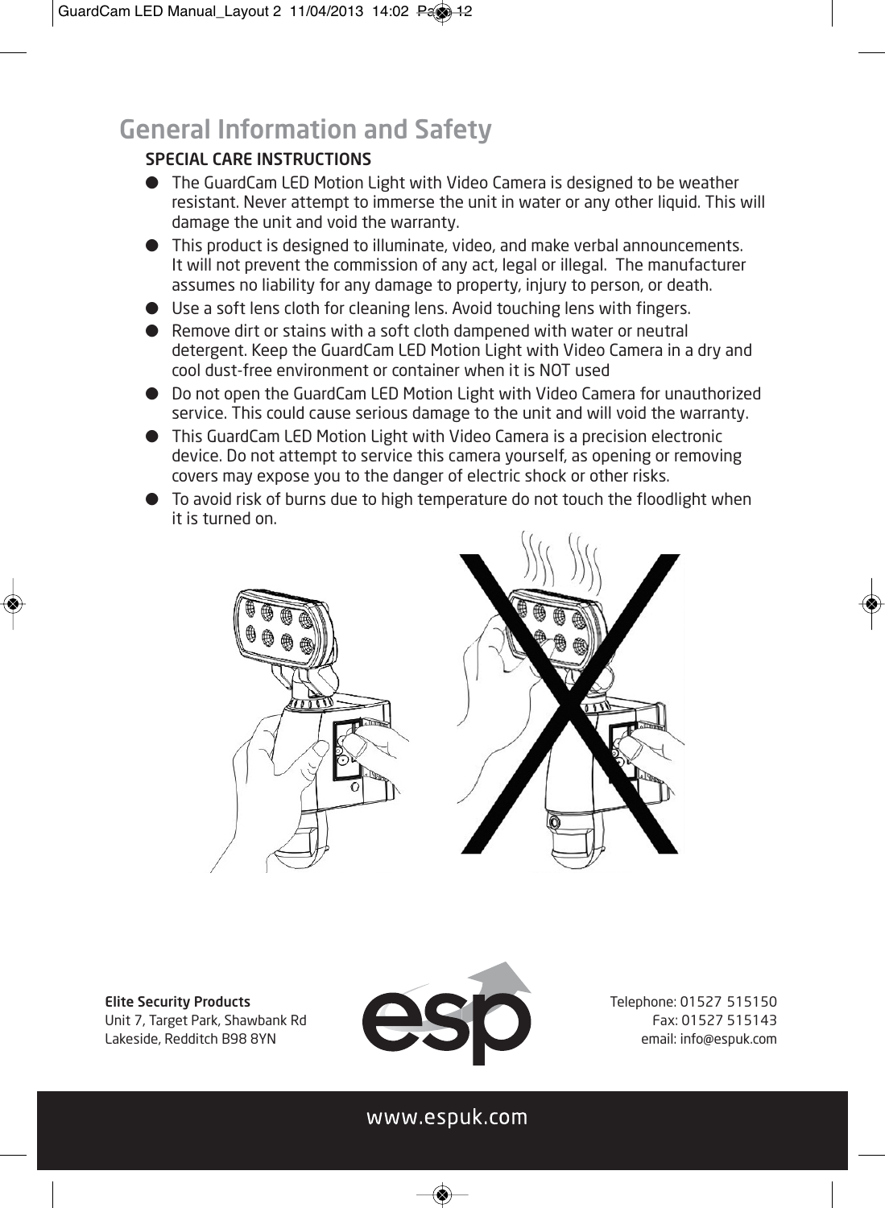# General Information and Safety

## SPECIAL CARE INSTRUCTIONS

- The GuardCam LED Motion Light with Video Camera is designed to be weather resistant. Never attempt to immerse the unit in water or any other liquid. This will damage the unit and void the warranty.
- This product is designed to illuminate, video, and make verbal announcements. It will not prevent the commission of any act, legal or illegal. The manufacturer assumes no liability for any damage to property, injury to person, or death.
- Use a soft lens cloth for cleaning lens. Avoid touching lens with fingers.
- Remove dirt or stains with a soft cloth dampened with water or neutral detergent. Keep the GuardCam LED Motion Light with Video Camera in a dry and cool dust-free environment or container when it is NOT used
- Do not open the GuardCam LED Motion Light with Video Camera for unauthorized service. This could cause serious damage to the unit and will void the warranty.
- This GuardCam LED Motion Light with Video Camera is a precision electronic device. Do not attempt to service this camera yourself, as opening or removing covers may expose you to the danger of electric shock or other risks.
- To avoid risk of burns due to high temperature do not touch the floodlight when it is turned on.

**Elite Security Products**
Unit 7, Target Park, Shawbank Rd
Lakeside, Redditch B98 8YN

Telephone: 01527 515150
Fax: 01527 515143
email: info@espuk.com

www.espuk.com